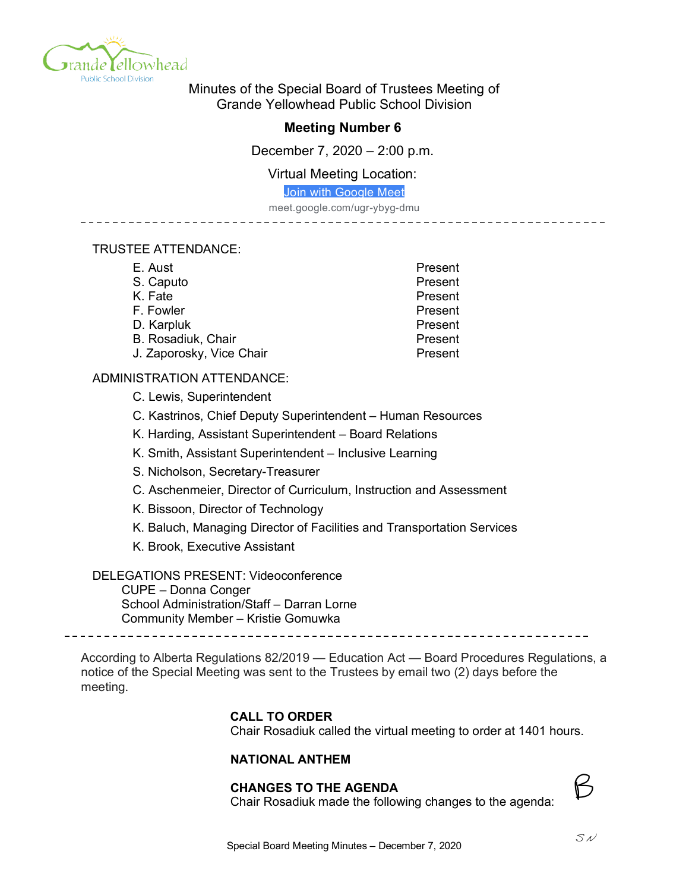Minutes of the Special Board of Trustees Meeting of
Grande Yellowhead Public School Division

## Meeting Number 6

December 7, 2020 – 2:00 p.m.

Virtual Meeting Location:

Join with Google Meet

meet.google.com/ugr-ybyg-dmu

---

TRUSTEE ATTENDANCE:

| | |
|---|---|
| E. Aust | Present |
| S. Caputo | Present |
| K. Fate | Present |
| F. Fowler | Present |
| D. Karpluk | Present |
| B. Rosadiuk, Chair | Present |
| J. Zaporosky, Vice Chair | Present |

ADMINISTRATION ATTENDANCE:

- C. Lewis, Superintendent
- C. Kastrinos, Chief Deputy Superintendent – Human Resources
- K. Harding, Assistant Superintendent – Board Relations
- K. Smith, Assistant Superintendent – Inclusive Learning
- S. Nicholson, Secretary-Treasurer
- C. Aschenmeier, Director of Curriculum, Instruction and Assessment
- K. Bissoon, Director of Technology
- K. Baluch, Managing Director of Facilities and Transportation Services
- K. Brook, Executive Assistant

DELEGATIONS PRESENT: Videoconference
- CUPE – Donna Conger
- School Administration/Staff – Darran Lorne
- Community Member – Kristie Gomuwka

---

According to Alberta Regulations 82/2019 — Education Act — Board Procedures Regulations, a notice of the Special Meeting was sent to the Trustees by email two (2) days before the meeting.

**CALL TO ORDER**
Chair Rosadiuk called the virtual meeting to order at 1401 hours.

**NATIONAL ANTHEM**

**CHANGES TO THE AGENDA**
Chair Rosadiuk made the following changes to the agenda: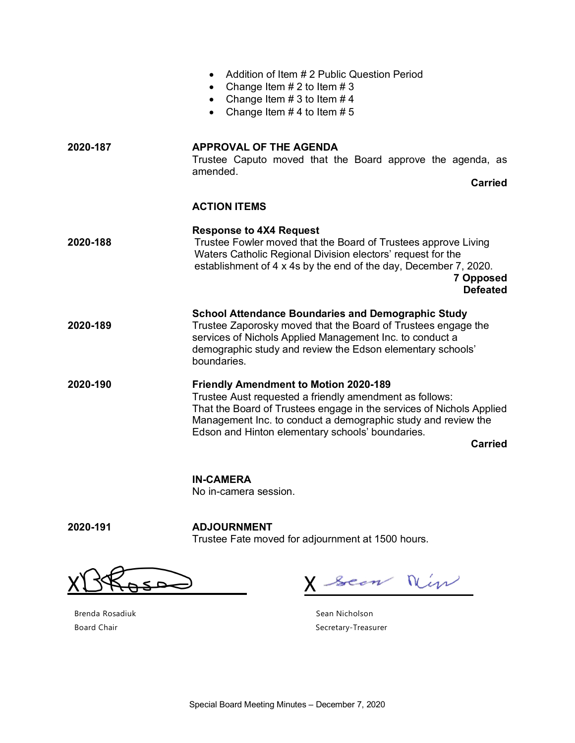- Addition of Item # 2 Public Question Period
- Change Item # 2 to Item # 3
- Change Item # 3 to Item # 4
- Change Item # 4 to Item # 5

**2020-187** **APPROVAL OF THE AGENDA**

Trustee Caputo moved that the Board approve the agenda, as amended.

**Carried**

**ACTION ITEMS**

**Response to 4X4 Request**

**2020-188** Trustee Fowler moved that the Board of Trustees approve Living Waters Catholic Regional Division electors' request for the establishment of 4 x 4s by the end of the day, December 7, 2020.

**7 Opposed**
**Defeated**

**School Attendance Boundaries and Demographic Study**

**2020-189** Trustee Zaporosky moved that the Board of Trustees engage the services of Nichols Applied Management Inc. to conduct a demographic study and review the Edson elementary schools' boundaries.

**2020-190** **Friendly Amendment to Motion 2020-189**

Trustee Aust requested a friendly amendment as follows:
That the Board of Trustees engage in the services of Nichols Applied Management Inc. to conduct a demographic study and review the Edson and Hinton elementary schools' boundaries.

**Carried**

**IN-CAMERA**

No in-camera session.

**2020-191** **ADJOURNMENT**

Trustee Fate moved for adjournment at 1500 hours.

X ____________________
Brenda Rosadiuk
Board Chair

X ____________________
Sean Nicholson
Secretary-Treasurer

Special Board Meeting Minutes – December 7, 2020